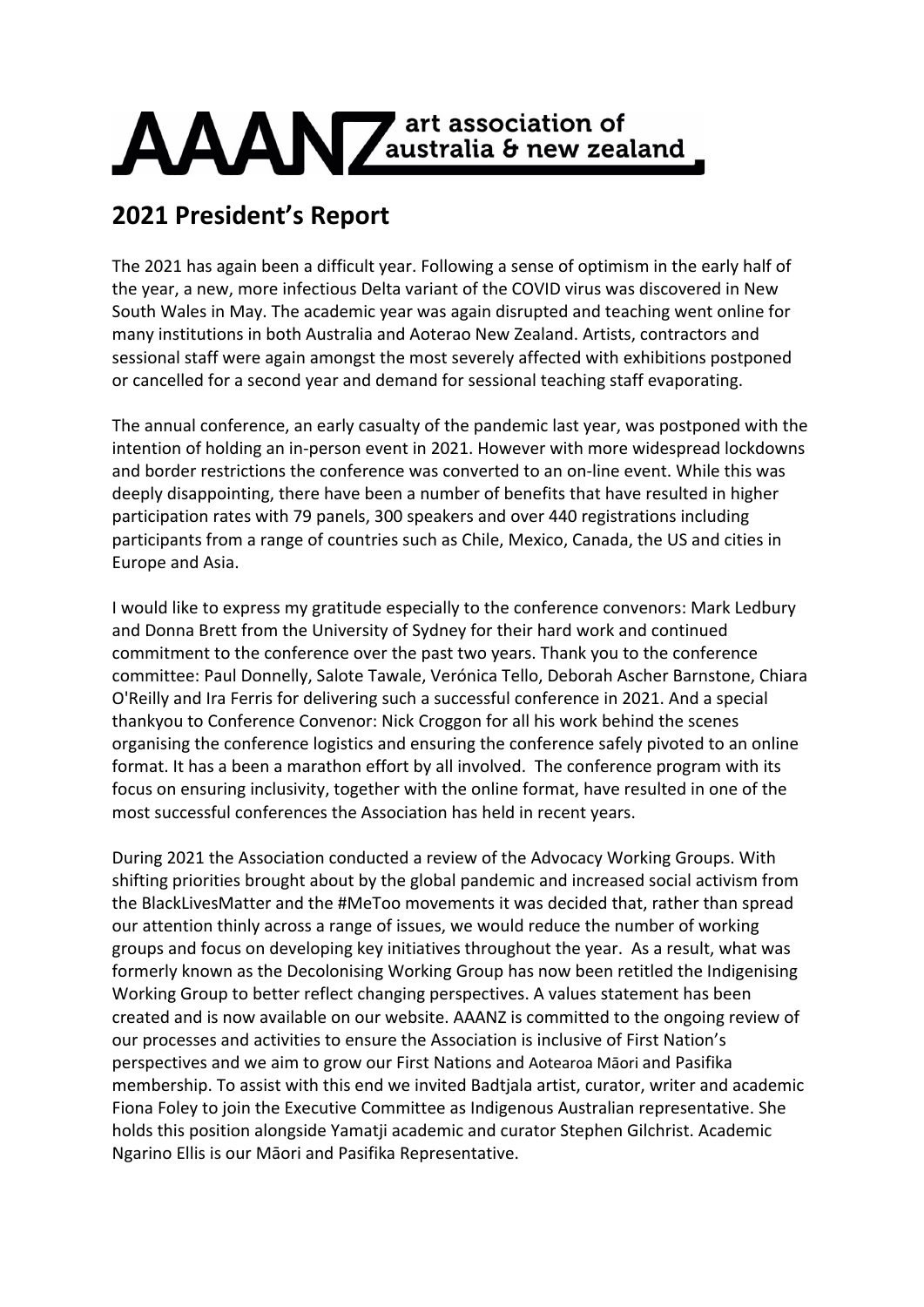# AAANZ art association of australia & new zealand

## 2021 President's Report

The 2021 has again been a difficult year. Following a sense of optimism in the early half of the year, a new, more infectious Delta variant of the COVID virus was discovered in New South Wales in May. The academic year was again disrupted and teaching went online for many institutions in both Australia and Aoterao New Zealand. Artists, contractors and sessional staff were again amongst the most severely affected with exhibitions postponed or cancelled for a second year and demand for sessional teaching staff evaporating.

The annual conference, an early casualty of the pandemic last year, was postponed with the intention of holding an in-person event in 2021. However with more widespread lockdowns and border restrictions the conference was converted to an on-line event. While this was deeply disappointing, there have been a number of benefits that have resulted in higher participation rates with 79 panels, 300 speakers and over 440 registrations including participants from a range of countries such as Chile, Mexico, Canada, the US and cities in Europe and Asia.

I would like to express my gratitude especially to the conference convenors: Mark Ledbury and Donna Brett from the University of Sydney for their hard work and continued commitment to the conference over the past two years. Thank you to the conference committee: Paul Donnelly, Salote Tawale, Verónica Tello, Deborah Ascher Barnstone, Chiara O'Reilly and Ira Ferris for delivering such a successful conference in 2021. And a special thankyou to Conference Convenor: Nick Croggon for all his work behind the scenes organising the conference logistics and ensuring the conference safely pivoted to an online format. It has a been a marathon effort by all involved. The conference program with its focus on ensuring inclusivity, together with the online format, have resulted in one of the most successful conferences the Association has held in recent years.

During 2021 the Association conducted a review of the Advocacy Working Groups. With shifting priorities brought about by the global pandemic and increased social activism from the BlackLivesMatter and the #MeToo movements it was decided that, rather than spread our attention thinly across a range of issues, we would reduce the number of working groups and focus on developing key initiatives throughout the year. As a result, what was formerly known as the Decolonising Working Group has now been retitled the Indigenising Working Group to better reflect changing perspectives. A values statement has been created and is now available on our website. AAANZ is committed to the ongoing review of our processes and activities to ensure the Association is inclusive of First Nation's perspectives and we aim to grow our First Nations and Aotearoa Māori and Pasifika membership. To assist with this end we invited Badtjala artist, curator, writer and academic Fiona Foley to join the Executive Committee as Indigenous Australian representative. She holds this position alongside Yamatji academic and curator Stephen Gilchrist. Academic Ngarino Ellis is our Māori and Pasifika Representative.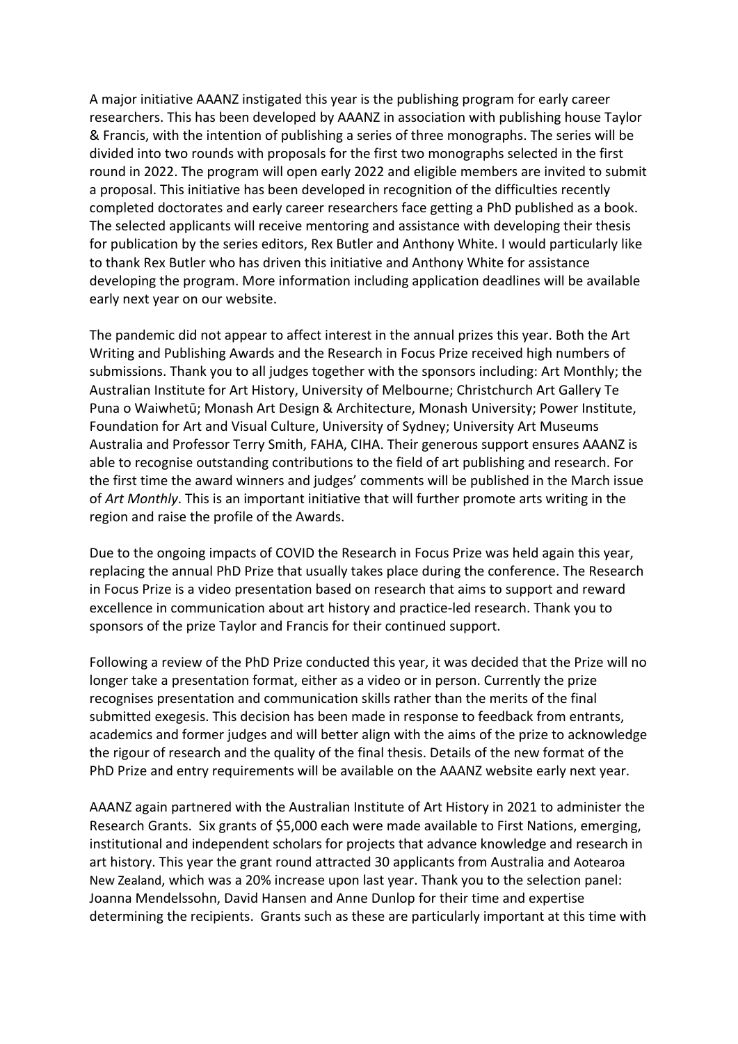A major initiative AAANZ instigated this year is the publishing program for early career researchers. This has been developed by AAANZ in association with publishing house Taylor & Francis, with the intention of publishing a series of three monographs. The series will be divided into two rounds with proposals for the first two monographs selected in the first round in 2022. The program will open early 2022 and eligible members are invited to submit a proposal. This initiative has been developed in recognition of the difficulties recently completed doctorates and early career researchers face getting a PhD published as a book. The selected applicants will receive mentoring and assistance with developing their thesis for publication by the series editors, Rex Butler and Anthony White. I would particularly like to thank Rex Butler who has driven this initiative and Anthony White for assistance developing the program. More information including application deadlines will be available early next year on our website.

The pandemic did not appear to affect interest in the annual prizes this year. Both the Art Writing and Publishing Awards and the Research in Focus Prize received high numbers of submissions. Thank you to all judges together with the sponsors including: Art Monthly; the Australian Institute for Art History, University of Melbourne; Christchurch Art Gallery Te Puna o Waiwhetū; Monash Art Design & Architecture, Monash University; Power Institute, Foundation for Art and Visual Culture, University of Sydney; University Art Museums Australia and Professor Terry Smith, FAHA, CIHA. Their generous support ensures AAANZ is able to recognise outstanding contributions to the field of art publishing and research. For the first time the award winners and judges' comments will be published in the March issue of *Art Monthly*. This is an important initiative that will further promote arts writing in the region and raise the profile of the Awards.

Due to the ongoing impacts of COVID the Research in Focus Prize was held again this year, replacing the annual PhD Prize that usually takes place during the conference. The Research in Focus Prize is a video presentation based on research that aims to support and reward excellence in communication about art history and practice-led research. Thank you to sponsors of the prize Taylor and Francis for their continued support.

Following a review of the PhD Prize conducted this year, it was decided that the Prize will no longer take a presentation format, either as a video or in person. Currently the prize recognises presentation and communication skills rather than the merits of the final submitted exegesis. This decision has been made in response to feedback from entrants, academics and former judges and will better align with the aims of the prize to acknowledge the rigour of research and the quality of the final thesis. Details of the new format of the PhD Prize and entry requirements will be available on the AAANZ website early next year.

AAANZ again partnered with the Australian Institute of Art History in 2021 to administer the Research Grants. Six grants of $5,000 each were made available to First Nations, emerging, institutional and independent scholars for projects that advance knowledge and research in art history. This year the grant round attracted 30 applicants from Australia and Aotearoa New Zealand, which was a 20% increase upon last year. Thank you to the selection panel: Joanna Mendelssohn, David Hansen and Anne Dunlop for their time and expertise determining the recipients. Grants such as these are particularly important at this time with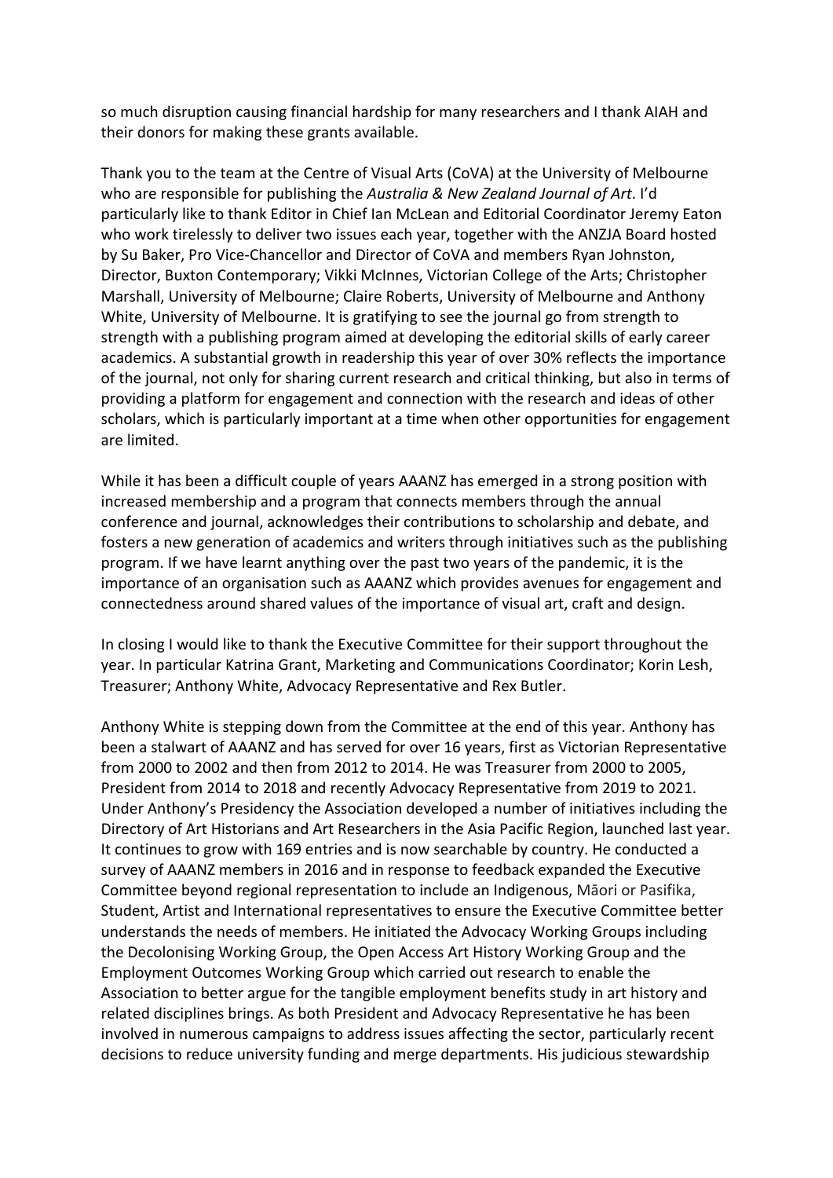so much disruption causing financial hardship for many researchers and I thank AIAH and their donors for making these grants available.

Thank you to the team at the Centre of Visual Arts (CoVA) at the University of Melbourne who are responsible for publishing the *Australia & New Zealand Journal of Art*. I'd particularly like to thank Editor in Chief Ian McLean and Editorial Coordinator Jeremy Eaton who work tirelessly to deliver two issues each year, together with the ANZJA Board hosted by Su Baker, Pro Vice-Chancellor and Director of CoVA and members Ryan Johnston, Director, Buxton Contemporary; Vikki McInnes, Victorian College of the Arts; Christopher Marshall, University of Melbourne; Claire Roberts, University of Melbourne and Anthony White, University of Melbourne. It is gratifying to see the journal go from strength to strength with a publishing program aimed at developing the editorial skills of early career academics. A substantial growth in readership this year of over 30% reflects the importance of the journal, not only for sharing current research and critical thinking, but also in terms of providing a platform for engagement and connection with the research and ideas of other scholars, which is particularly important at a time when other opportunities for engagement are limited.

While it has been a difficult couple of years AAANZ has emerged in a strong position with increased membership and a program that connects members through the annual conference and journal, acknowledges their contributions to scholarship and debate, and fosters a new generation of academics and writers through initiatives such as the publishing program. If we have learnt anything over the past two years of the pandemic, it is the importance of an organisation such as AAANZ which provides avenues for engagement and connectedness around shared values of the importance of visual art, craft and design.

In closing I would like to thank the Executive Committee for their support throughout the year. In particular Katrina Grant, Marketing and Communications Coordinator; Korin Lesh, Treasurer; Anthony White, Advocacy Representative and Rex Butler.

Anthony White is stepping down from the Committee at the end of this year. Anthony has been a stalwart of AAANZ and has served for over 16 years, first as Victorian Representative from 2000 to 2002 and then from 2012 to 2014. He was Treasurer from 2000 to 2005, President from 2014 to 2018 and recently Advocacy Representative from 2019 to 2021. Under Anthony's Presidency the Association developed a number of initiatives including the Directory of Art Historians and Art Researchers in the Asia Pacific Region, launched last year. It continues to grow with 169 entries and is now searchable by country. He conducted a survey of AAANZ members in 2016 and in response to feedback expanded the Executive Committee beyond regional representation to include an Indigenous, Māori or Pasifika, Student, Artist and International representatives to ensure the Executive Committee better understands the needs of members. He initiated the Advocacy Working Groups including the Decolonising Working Group, the Open Access Art History Working Group and the Employment Outcomes Working Group which carried out research to enable the Association to better argue for the tangible employment benefits study in art history and related disciplines brings. As both President and Advocacy Representative he has been involved in numerous campaigns to address issues affecting the sector, particularly recent decisions to reduce university funding and merge departments. His judicious stewardship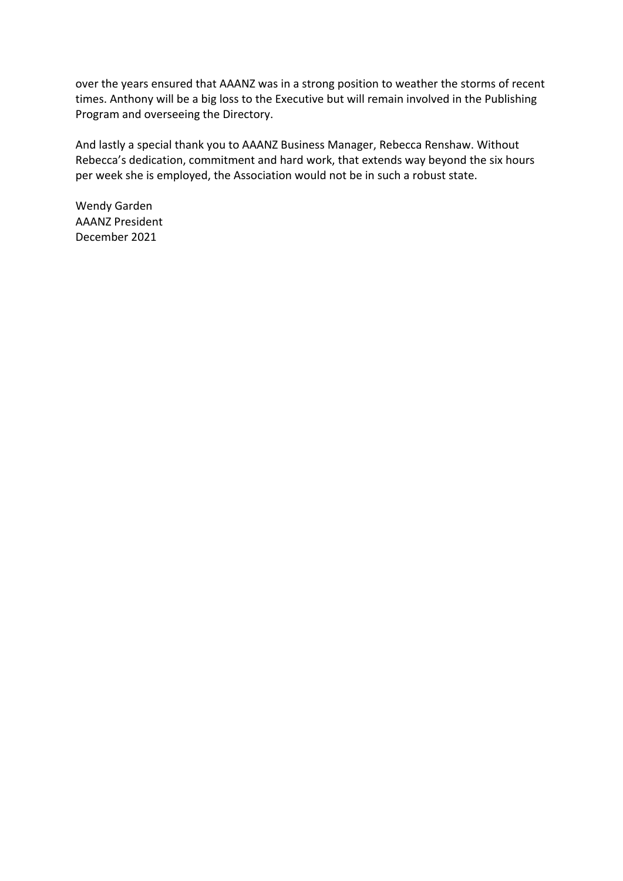over the years ensured that AAANZ was in a strong position to weather the storms of recent times. Anthony will be a big loss to the Executive but will remain involved in the Publishing Program and overseeing the Directory.

And lastly a special thank you to AAANZ Business Manager, Rebecca Renshaw. Without Rebecca's dedication, commitment and hard work, that extends way beyond the six hours per week she is employed, the Association would not be in such a robust state.

Wendy Garden  
AAANZ President  
December 2021